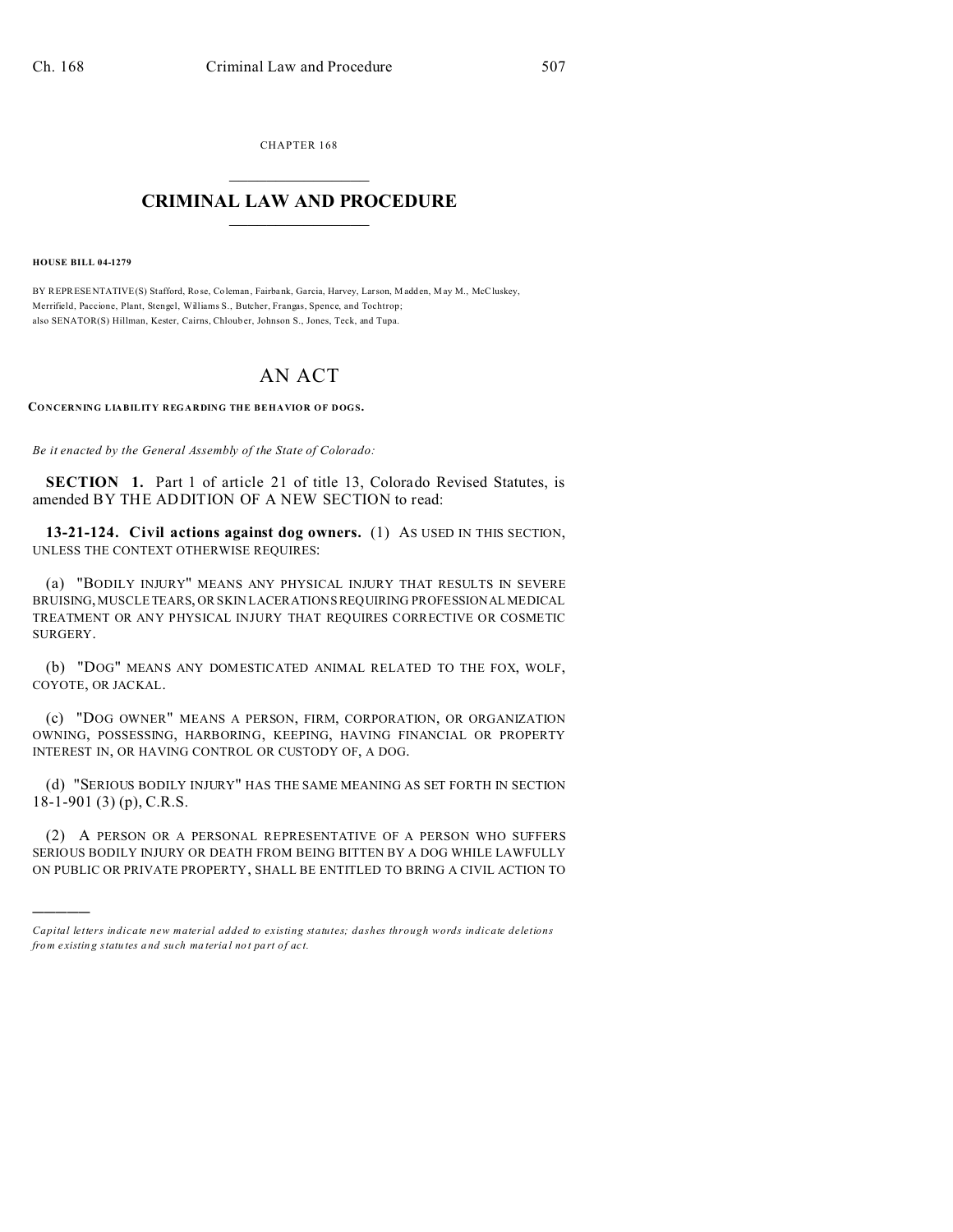CHAPTER 168

# CRIMINAL LAW AND PROCEDURE

**HOUSE BILL 04-1279**

BY REPRESENTATIVE(S) Stafford, Rose, Coleman, Fairbank, Garcia, Harvey, Larson, Madden, May M., McCluskey, Merrifield, Paccione, Plant, Stengel, Williams S., Butcher, Frangas, Spence, and Tochtrop;
also SENATOR(S) Hillman, Kester, Cairns, Chlouber, Johnson S., Jones, Teck, and Tupa.

# AN ACT

**CONCERNING LIABILITY REGARDING THE BEHAVIOR OF DOGS.**

*Be it enacted by the General Assembly of the State of Colorado:*

**SECTION 1.** Part 1 of article 21 of title 13, Colorado Revised Statutes, is amended BY THE ADDITION OF A NEW SECTION to read:

**13-21-124. Civil actions against dog owners.** (1) AS USED IN THIS SECTION, UNLESS THE CONTEXT OTHERWISE REQUIRES:

(a) "BODILY INJURY" MEANS ANY PHYSICAL INJURY THAT RESULTS IN SEVERE BRUISING, MUSCLE TEARS, OR SKIN LACERATIONS REQUIRING PROFESSIONAL MEDICAL TREATMENT OR ANY PHYSICAL INJURY THAT REQUIRES CORRECTIVE OR COSMETIC SURGERY.

(b) "DOG" MEANS ANY DOMESTICATED ANIMAL RELATED TO THE FOX, WOLF, COYOTE, OR JACKAL.

(c) "DOG OWNER" MEANS A PERSON, FIRM, CORPORATION, OR ORGANIZATION OWNING, POSSESSING, HARBORING, KEEPING, HAVING FINANCIAL OR PROPERTY INTEREST IN, OR HAVING CONTROL OR CUSTODY OF, A DOG.

(d) "SERIOUS BODILY INJURY" HAS THE SAME MEANING AS SET FORTH IN SECTION 18-1-901 (3) (p), C.R.S.

(2) A PERSON OR A PERSONAL REPRESENTATIVE OF A PERSON WHO SUFFERS SERIOUS BODILY INJURY OR DEATH FROM BEING BITTEN BY A DOG WHILE LAWFULLY ON PUBLIC OR PRIVATE PROPERTY, SHALL BE ENTITLED TO BRING A CIVIL ACTION TO

---

*Capital letters indicate new material added to existing statutes; dashes through words indicate deletions from existing statutes and such material not part of act.*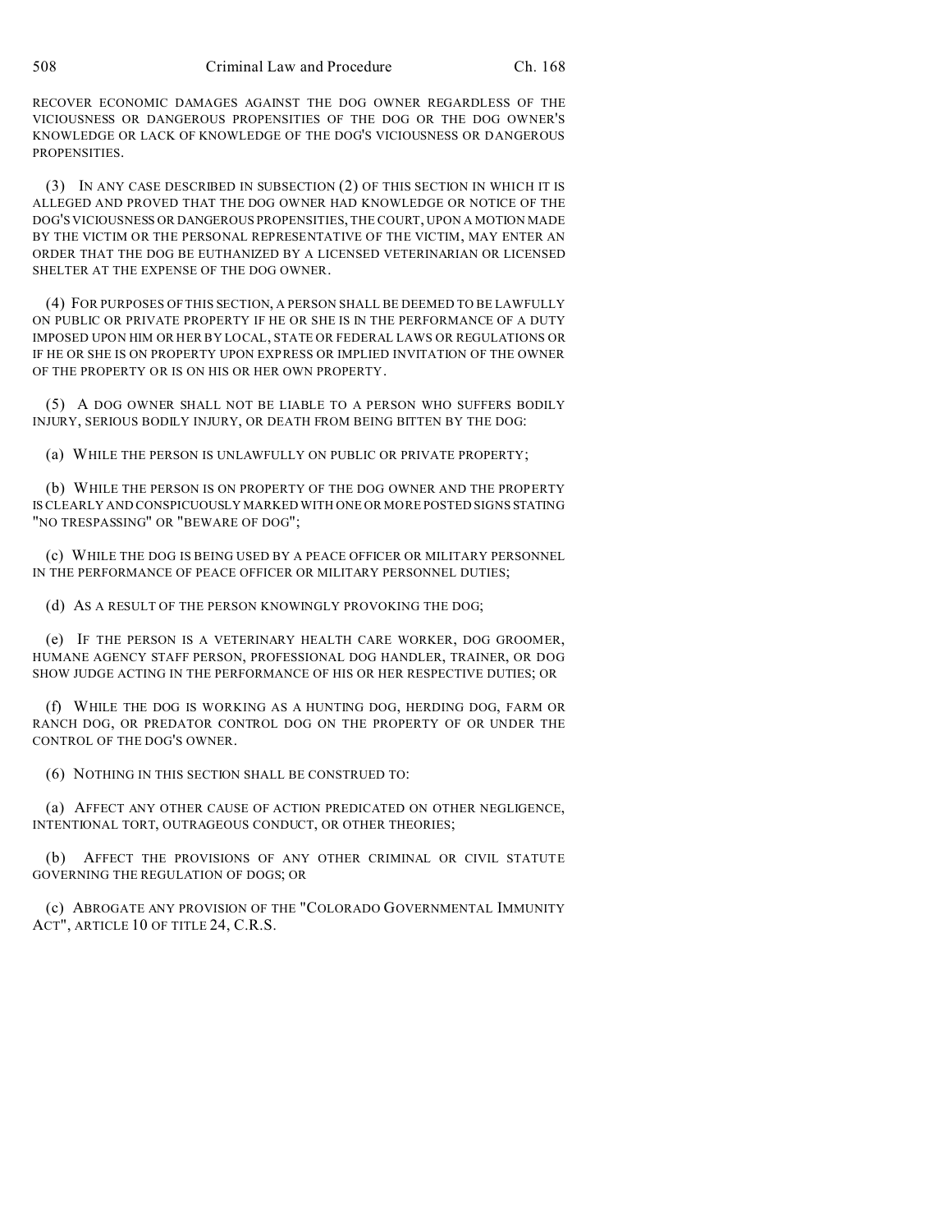RECOVER ECONOMIC DAMAGES AGAINST THE DOG OWNER REGARDLESS OF THE VICIOUSNESS OR DANGEROUS PROPENSITIES OF THE DOG OR THE DOG OWNER'S KNOWLEDGE OR LACK OF KNOWLEDGE OF THE DOG'S VICIOUSNESS OR DANGEROUS PROPENSITIES.

(3) IN ANY CASE DESCRIBED IN SUBSECTION (2) OF THIS SECTION IN WHICH IT IS ALLEGED AND PROVED THAT THE DOG OWNER HAD KNOWLEDGE OR NOTICE OF THE DOG'S VICIOUSNESS OR DANGEROUS PROPENSITIES, THE COURT, UPON A MOTION MADE BY THE VICTIM OR THE PERSONAL REPRESENTATIVE OF THE VICTIM, MAY ENTER AN ORDER THAT THE DOG BE EUTHANIZED BY A LICENSED VETERINARIAN OR LICENSED SHELTER AT THE EXPENSE OF THE DOG OWNER.

(4) FOR PURPOSES OF THIS SECTION, A PERSON SHALL BE DEEMED TO BE LAWFULLY ON PUBLIC OR PRIVATE PROPERTY IF HE OR SHE IS IN THE PERFORMANCE OF A DUTY IMPOSED UPON HIM OR HER BY LOCAL, STATE OR FEDERAL LAWS OR REGULATIONS OR IF HE OR SHE IS ON PROPERTY UPON EXPRESS OR IMPLIED INVITATION OF THE OWNER OF THE PROPERTY OR IS ON HIS OR HER OWN PROPERTY.

(5) A DOG OWNER SHALL NOT BE LIABLE TO A PERSON WHO SUFFERS BODILY INJURY, SERIOUS BODILY INJURY, OR DEATH FROM BEING BITTEN BY THE DOG:

(a) WHILE THE PERSON IS UNLAWFULLY ON PUBLIC OR PRIVATE PROPERTY;

(b) WHILE THE PERSON IS ON PROPERTY OF THE DOG OWNER AND THE PROPERTY IS CLEARLY AND CONSPICUOUSLY MARKED WITH ONE OR MORE POSTED SIGNS STATING "NO TRESPASSING" OR "BEWARE OF DOG";

(c) WHILE THE DOG IS BEING USED BY A PEACE OFFICER OR MILITARY PERSONNEL IN THE PERFORMANCE OF PEACE OFFICER OR MILITARY PERSONNEL DUTIES;

(d) AS A RESULT OF THE PERSON KNOWINGLY PROVOKING THE DOG;

(e) IF THE PERSON IS A VETERINARY HEALTH CARE WORKER, DOG GROOMER, HUMANE AGENCY STAFF PERSON, PROFESSIONAL DOG HANDLER, TRAINER, OR DOG SHOW JUDGE ACTING IN THE PERFORMANCE OF HIS OR HER RESPECTIVE DUTIES; OR

(f) WHILE THE DOG IS WORKING AS A HUNTING DOG, HERDING DOG, FARM OR RANCH DOG, OR PREDATOR CONTROL DOG ON THE PROPERTY OF OR UNDER THE CONTROL OF THE DOG'S OWNER.

(6) NOTHING IN THIS SECTION SHALL BE CONSTRUED TO:

(a) AFFECT ANY OTHER CAUSE OF ACTION PREDICATED ON OTHER NEGLIGENCE, INTENTIONAL TORT, OUTRAGEOUS CONDUCT, OR OTHER THEORIES;

(b) AFFECT THE PROVISIONS OF ANY OTHER CRIMINAL OR CIVIL STATUTE GOVERNING THE REGULATION OF DOGS; OR

(c) ABROGATE ANY PROVISION OF THE "COLORADO GOVERNMENTAL IMMUNITY ACT", ARTICLE 10 OF TITLE 24, C.R.S.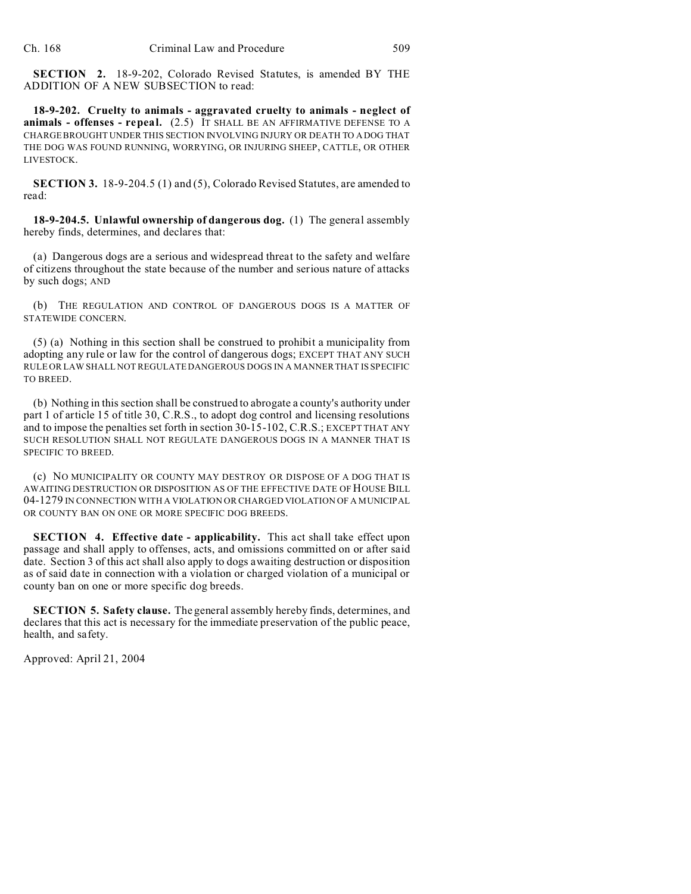**SECTION 2.** 18-9-202, Colorado Revised Statutes, is amended BY THE ADDITION OF A NEW SUBSECTION to read:

**18-9-202. Cruelty to animals - aggravated cruelty to animals - neglect of animals - offenses - repeal.** (2.5) IT SHALL BE AN AFFIRMATIVE DEFENSE TO A CHARGE BROUGHT UNDER THIS SECTION INVOLVING INJURY OR DEATH TO A DOG THAT THE DOG WAS FOUND RUNNING, WORRYING, OR INJURING SHEEP, CATTLE, OR OTHER LIVESTOCK.

**SECTION 3.** 18-9-204.5 (1) and (5), Colorado Revised Statutes, are amended to read:

**18-9-204.5. Unlawful ownership of dangerous dog.** (1) The general assembly hereby finds, determines, and declares that:

(a) Dangerous dogs are a serious and widespread threat to the safety and welfare of citizens throughout the state because of the number and serious nature of attacks by such dogs; AND

(b) THE REGULATION AND CONTROL OF DANGEROUS DOGS IS A MATTER OF STATEWIDE CONCERN.

(5) (a) Nothing in this section shall be construed to prohibit a municipality from adopting any rule or law for the control of dangerous dogs; EXCEPT THAT ANY SUCH RULE OR LAW SHALL NOT REGULATE DANGEROUS DOGS IN A MANNER THAT IS SPECIFIC TO BREED.

(b) Nothing in this section shall be construed to abrogate a county's authority under part 1 of article 15 of title 30, C.R.S., to adopt dog control and licensing resolutions and to impose the penalties set forth in section 30-15-102, C.R.S.; EXCEPT THAT ANY SUCH RESOLUTION SHALL NOT REGULATE DANGEROUS DOGS IN A MANNER THAT IS SPECIFIC TO BREED.

(c) NO MUNICIPALITY OR COUNTY MAY DESTROY OR DISPOSE OF A DOG THAT IS AWAITING DESTRUCTION OR DISPOSITION AS OF THE EFFECTIVE DATE OF HOUSE BILL 04-1279 IN CONNECTION WITH A VIOLATION OR CHARGED VIOLATION OF A MUNICIPAL OR COUNTY BAN ON ONE OR MORE SPECIFIC DOG BREEDS.

**SECTION 4. Effective date - applicability.** This act shall take effect upon passage and shall apply to offenses, acts, and omissions committed on or after said date. Section 3 of this act shall also apply to dogs awaiting destruction or disposition as of said date in connection with a violation or charged violation of a municipal or county ban on one or more specific dog breeds.

**SECTION 5. Safety clause.** The general assembly hereby finds, determines, and declares that this act is necessary for the immediate preservation of the public peace, health, and safety.

Approved: April 21, 2004